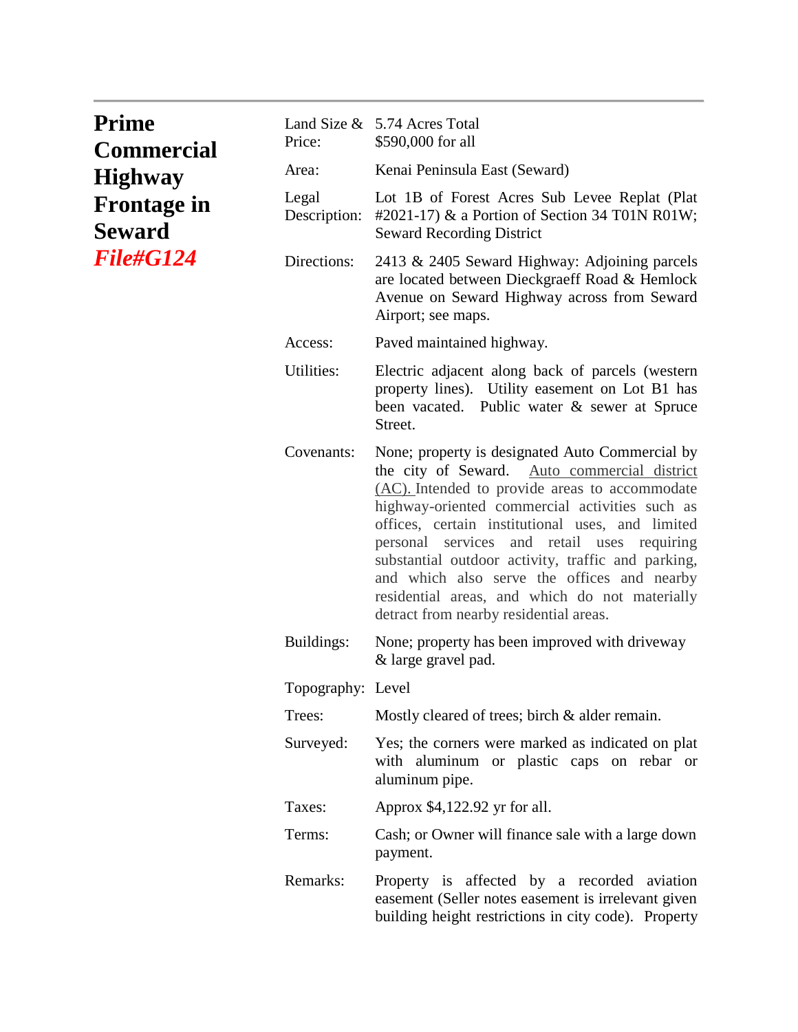# Prime Commercial Highway Frontage in Seward

***File#G124***

| | |
|---|---|
| Land Size & Price: | 5.74 Acres Total<br>$590,000 for all |
| Area: | Kenai Peninsula East (Seward) |
| Legal Description: | Lot 1B of Forest Acres Sub Levee Replat (Plat #2021-17) & a Portion of Section 34 T01N R01W; Seward Recording District |
| Directions: | 2413 & 2405 Seward Highway: Adjoining parcels are located between Dieckgraeff Road & Hemlock Avenue on Seward Highway across from Seward Airport; see maps. |
| Access: | Paved maintained highway. |
| Utilities: | Electric adjacent along back of parcels (western property lines). Utility easement on Lot B1 has been vacated. Public water & sewer at Spruce Street. |
| Covenants: | None; property is designated Auto Commercial by the city of Seward. Auto commercial district (AC). Intended to provide areas to accommodate highway-oriented commercial activities such as offices, certain institutional uses, and limited personal services and retail uses requiring substantial outdoor activity, traffic and parking, and which also serve the offices and nearby residential areas, and which do not materially detract from nearby residential areas. |
| Buildings: | None; property has been improved with driveway & large gravel pad. |
| Topography: | Level |
| Trees: | Mostly cleared of trees; birch & alder remain. |
| Surveyed: | Yes; the corners were marked as indicated on plat with aluminum or plastic caps on rebar or aluminum pipe. |
| Taxes: | Approx $4,122.92 yr for all. |
| Terms: | Cash; or Owner will finance sale with a large down payment. |
| Remarks: | Property is affected by a recorded aviation easement (Seller notes easement is irrelevant given building height restrictions in city code). Property |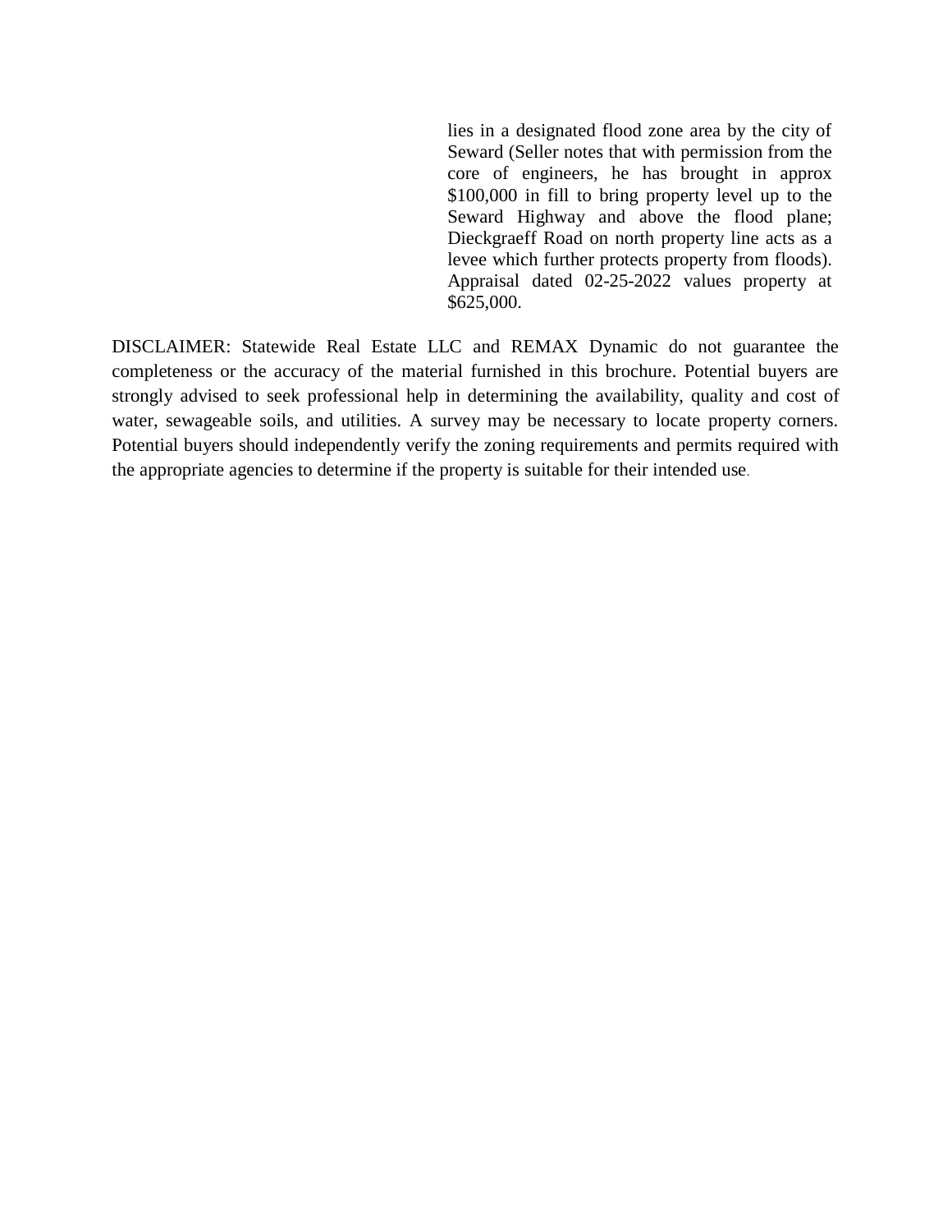lies in a designated flood zone area by the city of Seward (Seller notes that with permission from the core of engineers, he has brought in approx $100,000 in fill to bring property level up to the Seward Highway and above the flood plane; Dieckgraeff Road on north property line acts as a levee which further protects property from floods). Appraisal dated 02-25-2022 values property at $625,000.

DISCLAIMER: Statewide Real Estate LLC and REMAX Dynamic do not guarantee the completeness or the accuracy of the material furnished in this brochure. Potential buyers are strongly advised to seek professional help in determining the availability, quality and cost of water, sewageable soils, and utilities. A survey may be necessary to locate property corners. Potential buyers should independently verify the zoning requirements and permits required with the appropriate agencies to determine if the property is suitable for their intended use.